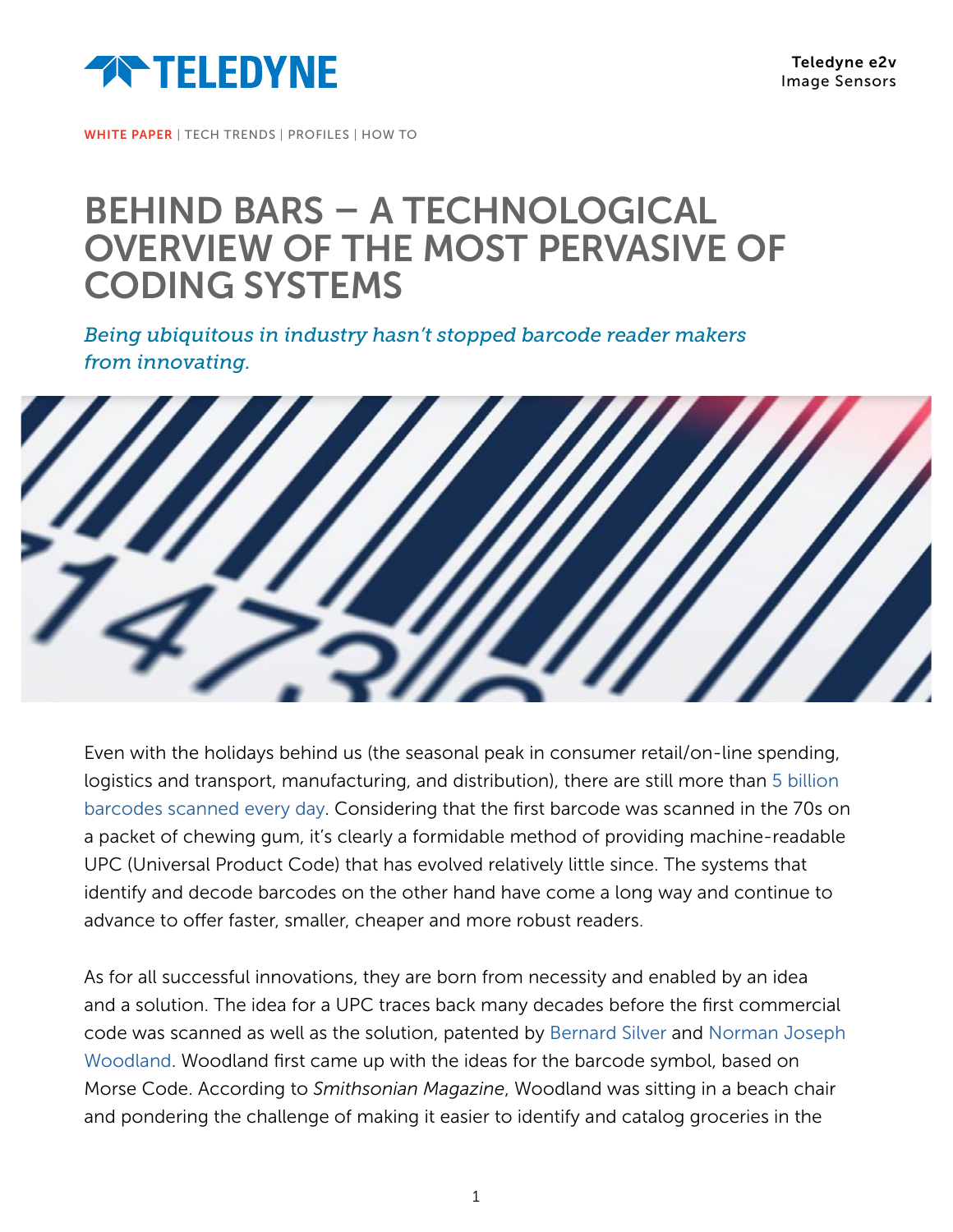Teledyne e2v
Image Sensors

WHITE PAPER | TECH TRENDS | PROFILES | HOW TO

# BEHIND BARS – A TECHNOLOGICAL OVERVIEW OF THE MOST PERVASIVE OF CODING SYSTEMS

*Being ubiquitous in industry hasn't stopped barcode reader makers from innovating.*

Even with the holidays behind us (the seasonal peak in consumer retail/on-line spending, logistics and transport, manufacturing, and distribution), there are still more than 5 billion barcodes scanned every day. Considering that the first barcode was scanned in the 70s on a packet of chewing gum, it's clearly a formidable method of providing machine-readable UPC (Universal Product Code) that has evolved relatively little since. The systems that identify and decode barcodes on the other hand have come a long way and continue to advance to offer faster, smaller, cheaper and more robust readers.

As for all successful innovations, they are born from necessity and enabled by an idea and a solution. The idea for a UPC traces back many decades before the first commercial code was scanned as well as the solution, patented by Bernard Silver and Norman Joseph Woodland. Woodland first came up with the ideas for the barcode symbol, based on Morse Code. According to *Smithsonian Magazine*, Woodland was sitting in a beach chair and pondering the challenge of making it easier to identify and catalog groceries in the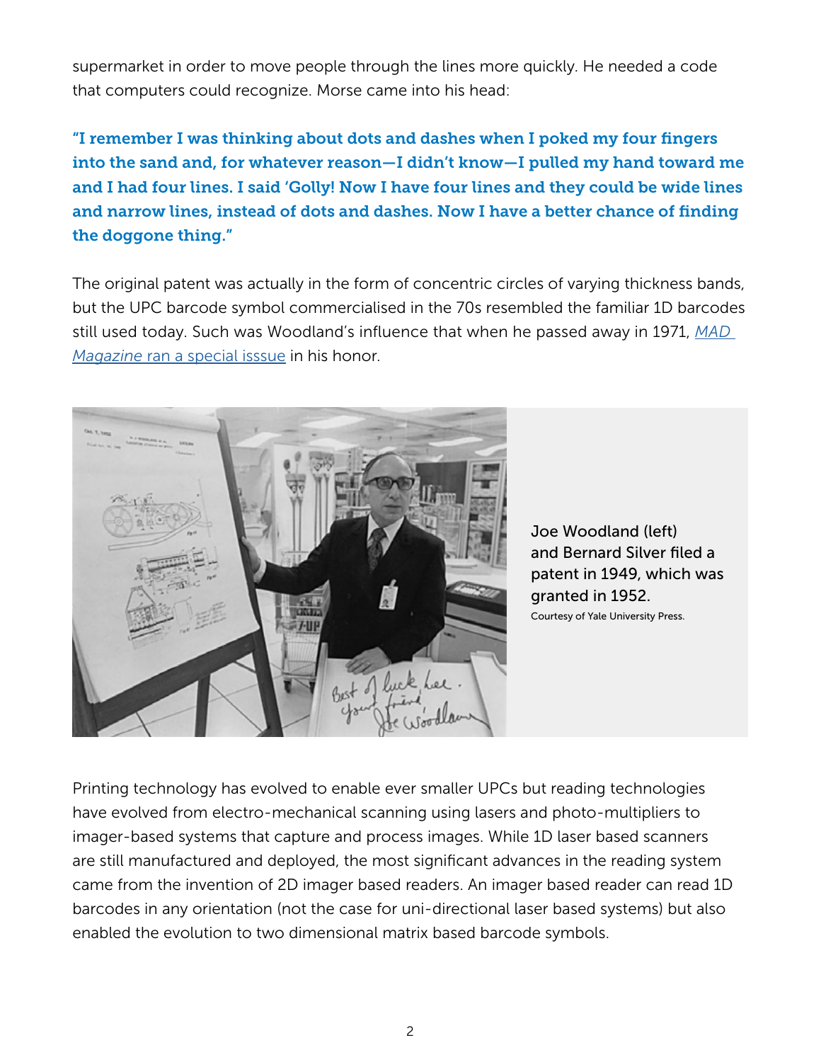supermarket in order to move people through the lines more quickly. He needed a code that computers could recognize. Morse came into his head:

> **"I remember I was thinking about dots and dashes when I poked my four fingers into the sand and, for whatever reason—I didn't know—I pulled my hand toward me and I had four lines. I said 'Golly! Now I have four lines and they could be wide lines and narrow lines, instead of dots and dashes. Now I have a better chance of finding the doggone thing."**

The original patent was actually in the form of concentric circles of varying thickness bands, but the UPC barcode symbol commercialised in the 70s resembled the familiar 1D barcodes still used today. Such was Woodland's influence that when he passed away in 1971, *MAD Magazine* ran a special isssue in his honor.

Joe Woodland (left) and Bernard Silver filed a patent in 1949, which was granted in 1952.
Courtesy of Yale University Press.

Printing technology has evolved to enable ever smaller UPCs but reading technologies have evolved from electro-mechanical scanning using lasers and photo-multipliers to imager-based systems that capture and process images. While 1D laser based scanners are still manufactured and deployed, the most significant advances in the reading system came from the invention of 2D imager based readers. An imager based reader can read 1D barcodes in any orientation (not the case for uni-directional laser based systems) but also enabled the evolution to two dimensional matrix based barcode symbols.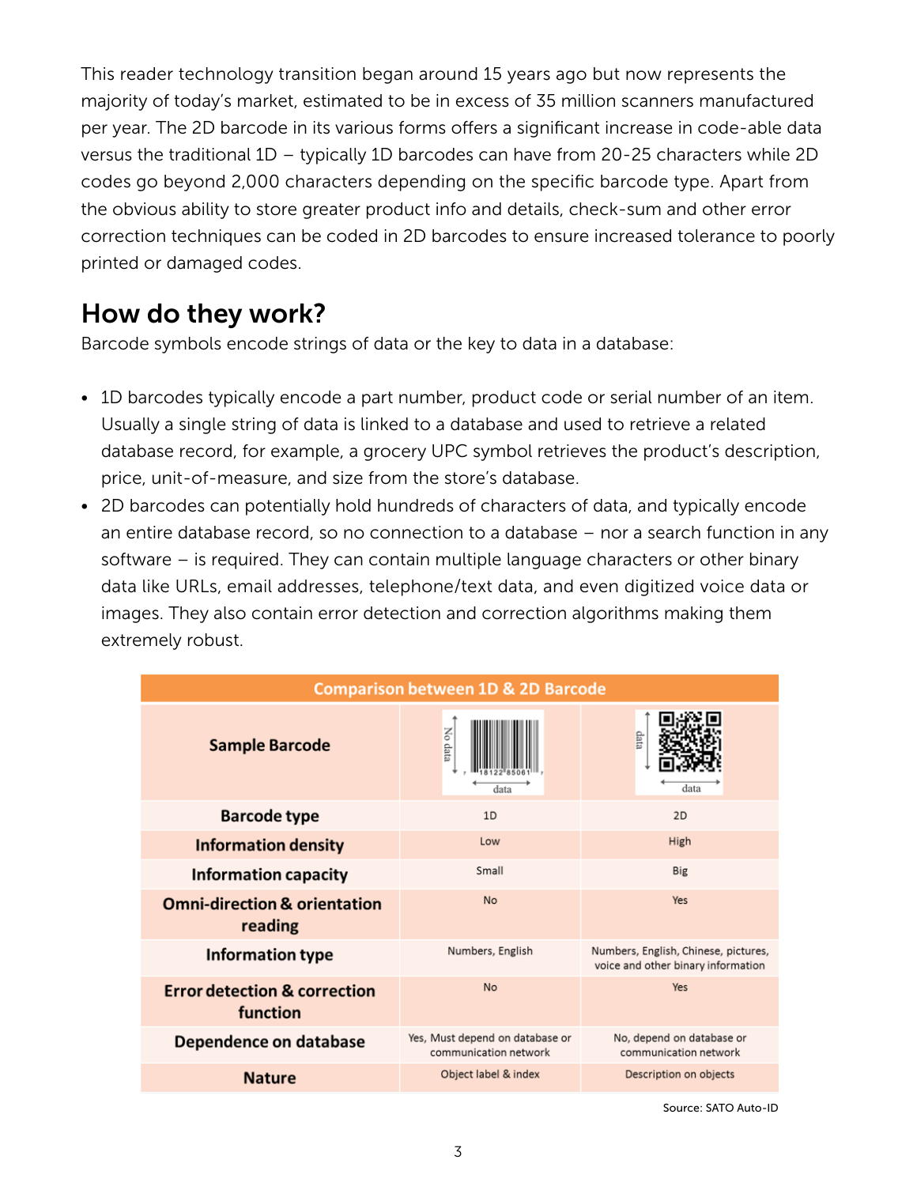This reader technology transition began around 15 years ago but now represents the majority of today's market, estimated to be in excess of 35 million scanners manufactured per year. The 2D barcode in its various forms offers a significant increase in code-able data versus the traditional 1D – typically 1D barcodes can have from 20-25 characters while 2D codes go beyond 2,000 characters depending on the specific barcode type. Apart from the obvious ability to store greater product info and details, check-sum and other error correction techniques can be coded in 2D barcodes to ensure increased tolerance to poorly printed or damaged codes.

## How do they work?

Barcode symbols encode strings of data or the key to data in a database:

- 1D barcodes typically encode a part number, product code or serial number of an item. Usually a single string of data is linked to a database and used to retrieve a related database record, for example, a grocery UPC symbol retrieves the product's description, price, unit-of-measure, and size from the store's database.
- 2D barcodes can potentially hold hundreds of characters of data, and typically encode an entire database record, so no connection to a database – nor a search function in any software – is required. They can contain multiple language characters or other binary data like URLs, email addresses, telephone/text data, and even digitized voice data or images. They also contain error detection and correction algorithms making them extremely robust.

| Comparison between 1D & 2D Barcode | | |
|---|---|---|
| **Sample Barcode** | | |
| **Barcode type** | 1D | 2D |
| **Information density** | Low | High |
| **Information capacity** | Small | Big |
| **Omni-direction & orientation reading** | No | Yes |
| **Information type** | Numbers, English | Numbers, English, Chinese, pictures, voice and other binary information |
| **Error detection & correction function** | No | Yes |
| **Dependence on database** | Yes, Must depend on database or communication network | No, depend on database or communication network |
| **Nature** | Object label & index | Description on objects |

Source: SATO Auto-ID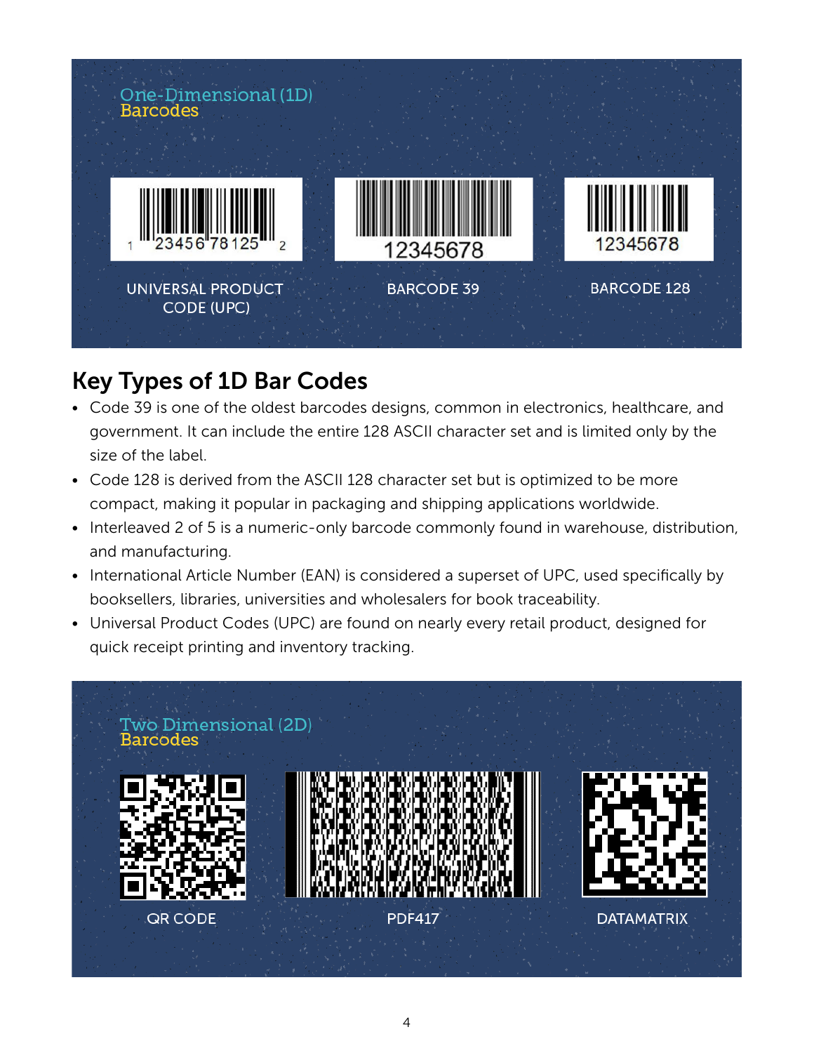## One-Dimensional (1D) Barcodes

UNIVERSAL PRODUCT CODE (UPC)

BARCODE 39

BARCODE 128

## Key Types of 1D Bar Codes

- Code 39 is one of the oldest barcodes designs, common in electronics, healthcare, and government. It can include the entire 128 ASCII character set and is limited only by the size of the label.
- Code 128 is derived from the ASCII 128 character set but is optimized to be more compact, making it popular in packaging and shipping applications worldwide.
- Interleaved 2 of 5 is a numeric-only barcode commonly found in warehouse, distribution, and manufacturing.
- International Article Number (EAN) is considered a superset of UPC, used specifically by booksellers, libraries, universities and wholesalers for book traceability.
- Universal Product Codes (UPC) are found on nearly every retail product, designed for quick receipt printing and inventory tracking.

## Two Dimensional (2D) Barcodes

QR CODE

PDF417

DATAMATRIX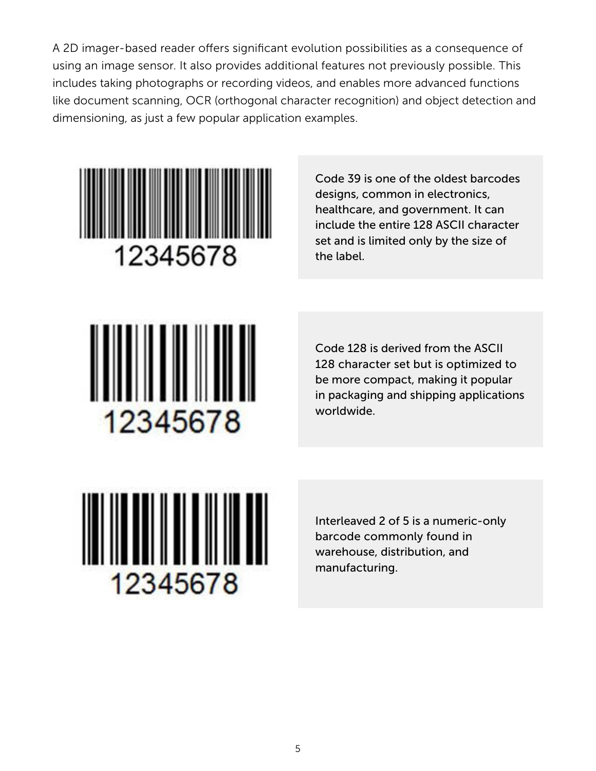A 2D imager-based reader offers significant evolution possibilities as a consequence of using an image sensor. It also provides additional features not previously possible. This includes taking photographs or recording videos, and enables more advanced functions like document scanning, OCR (orthogonal character recognition) and object detection and dimensioning, as just a few popular application examples.

12345678

Code 39 is one of the oldest barcodes designs, common in electronics, healthcare, and government. It can include the entire 128 ASCII character set and is limited only by the size of the label.

12345678

Code 128 is derived from the ASCII 128 character set but is optimized to be more compact, making it popular in packaging and shipping applications worldwide.

12345678

Interleaved 2 of 5 is a numeric-only barcode commonly found in warehouse, distribution, and manufacturing.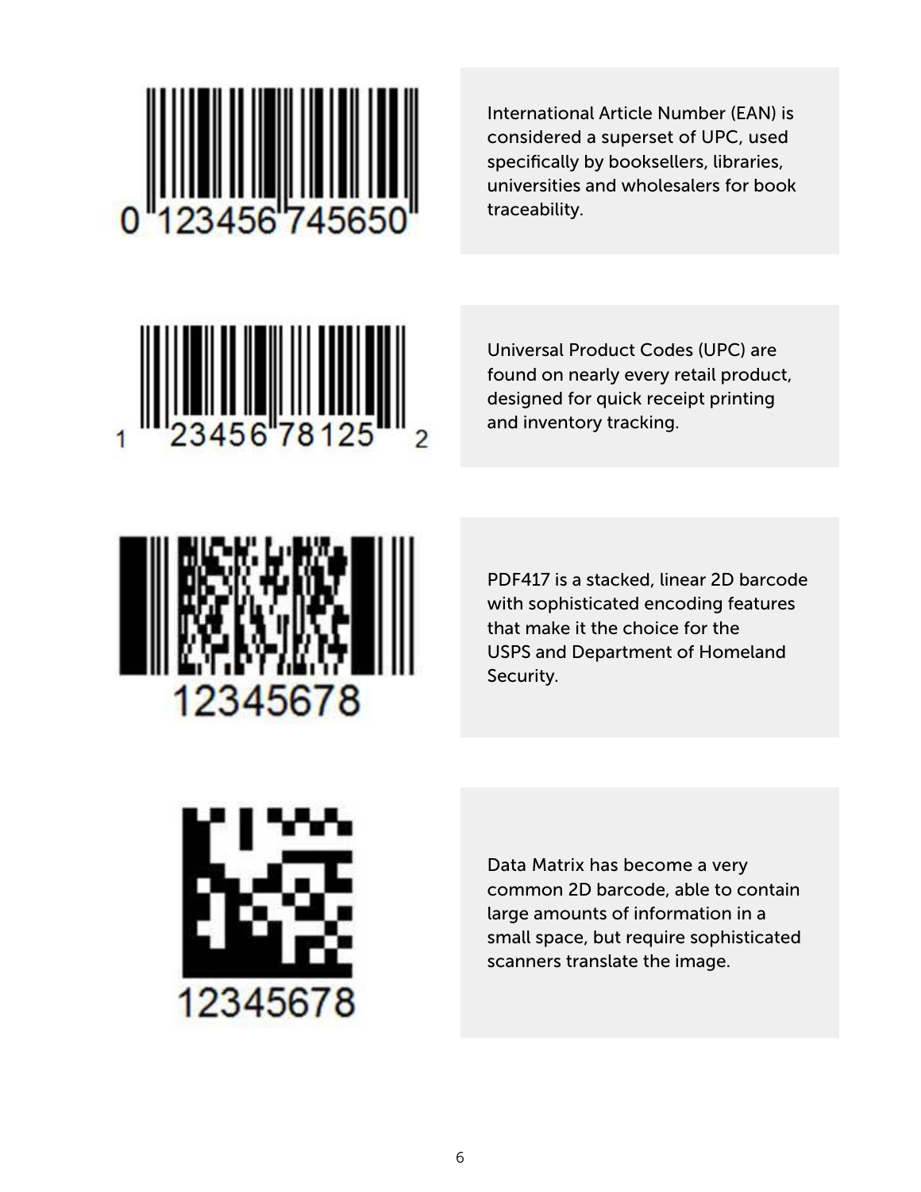0 123456 745650

International Article Number (EAN) is considered a superset of UPC, used specifically by booksellers, libraries, universities and wholesalers for book traceability.

1 23456 78125 2

Universal Product Codes (UPC) are found on nearly every retail product, designed for quick receipt printing and inventory tracking.

12345678

PDF417 is a stacked, linear 2D barcode with sophisticated encoding features that make it the choice for the USPS and Department of Homeland Security.

12345678

Data Matrix has become a very common 2D barcode, able to contain large amounts of information in a small space, but require sophisticated scanners translate the image.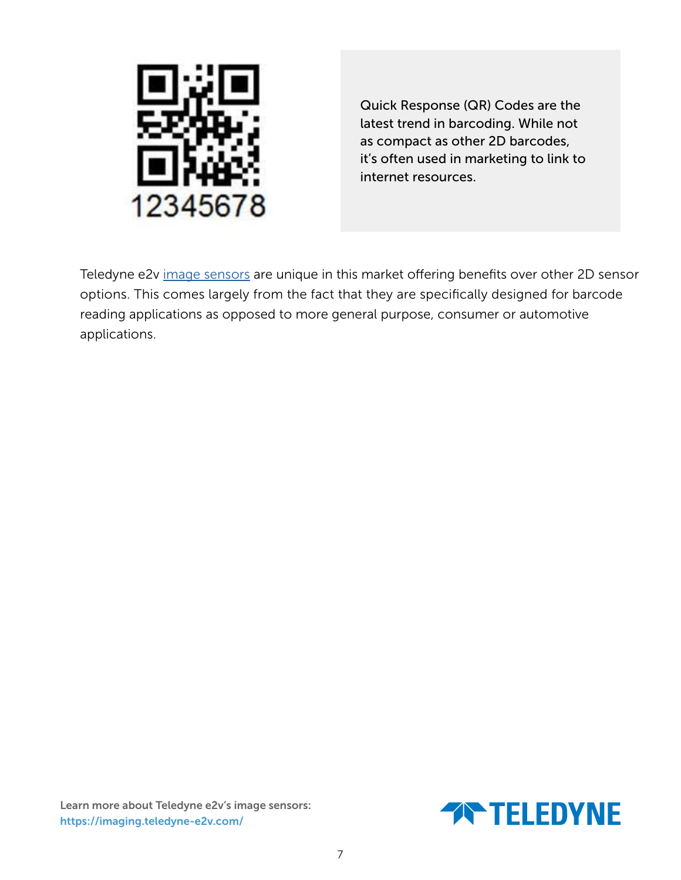12345678

Quick Response (QR) Codes are the latest trend in barcoding. While not as compact as other 2D barcodes, it's often used in marketing to link to internet resources.

Teledyne e2v [image sensors](https://imaging.teledyne-e2v.com/) are unique in this market offering benefits over other 2D sensor options. This comes largely from the fact that they are specifically designed for barcode reading applications as opposed to more general purpose, consumer or automotive applications.

**Learn more about Teledyne e2v's image sensors:**
**https://imaging.teledyne-e2v.com/**

TELEDYNE